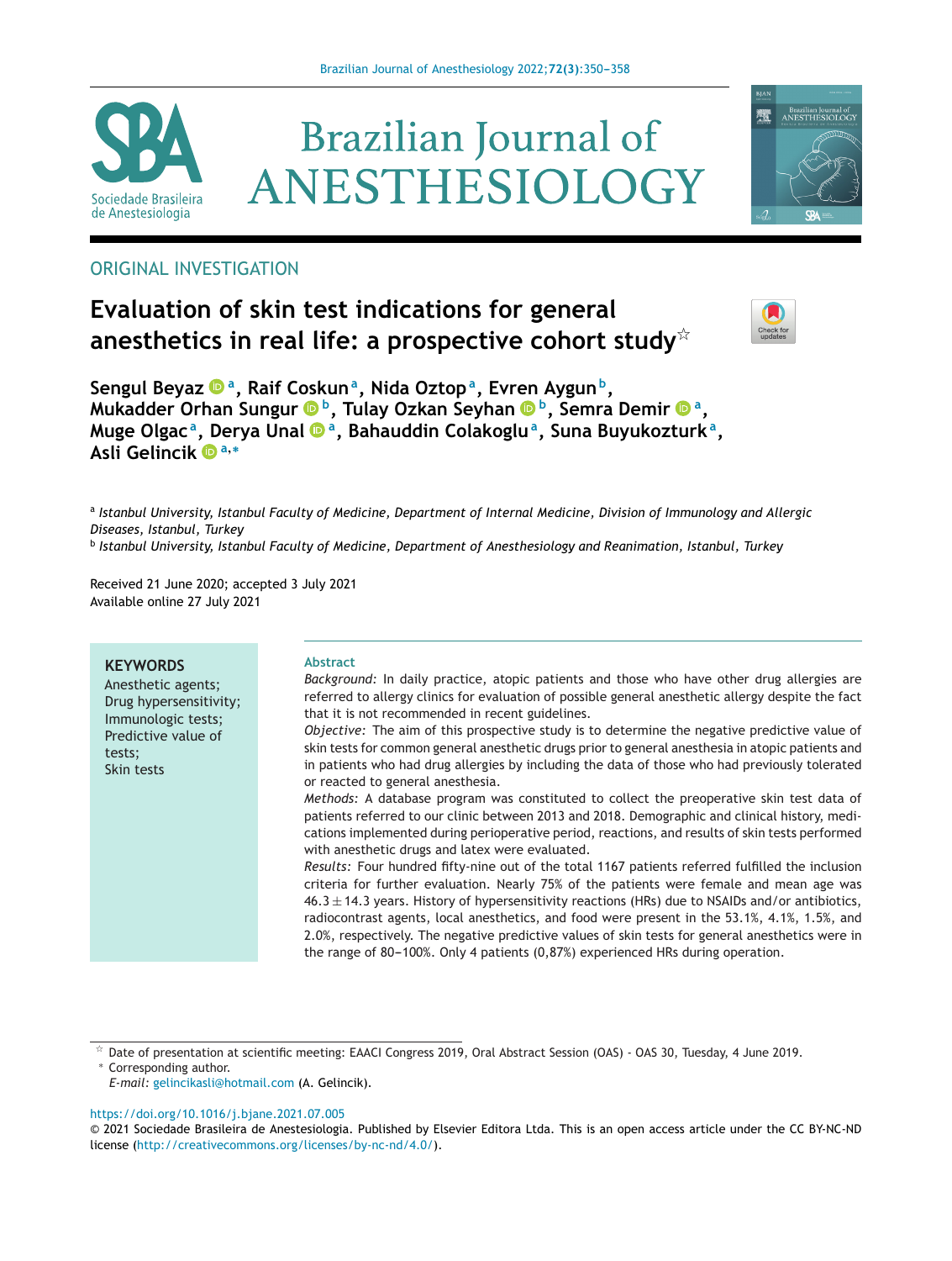ORIGINAL INVESTIGATION

# Evaluation of skin test indications for general anesthetics in real life: a prospective cohort study☆

**Sengul Beyaz [a], Raif Coskun [a], Nida Oztop [a], Evren Aygun [b], Mukadder Orhan Sungur [b], Tulay Ozkan Seyhan [b], Semra Demir [a], Muge Olgac [a], Derya Unal [a], Bahauddin Colakoglu [a], Suna Buyukozturk [a], Asli Gelincik [a,*]**

[a] *Istanbul University, Istanbul Faculty of Medicine, Department of Internal Medicine, Division of Immunology and Allergic Diseases, Istanbul, Turkey*
[b] *Istanbul University, Istanbul Faculty of Medicine, Department of Anesthesiology and Reanimation, Istanbul, Turkey*

Received 21 June 2020; accepted 3 July 2021
Available online 27 July 2021

**KEYWORDS**
Anesthetic agents;
Drug hypersensitivity;
Immunologic tests;
Predictive value of tests;
Skin tests

## Abstract

*Background:* In daily practice, atopic patients and those who have other drug allergies are referred to allergy clinics for evaluation of possible general anesthetic allergy despite the fact that it is not recommended in recent guidelines.

*Objective:* The aim of this prospective study is to determine the negative predictive value of skin tests for common general anesthetic drugs prior to general anesthesia in atopic patients and in patients who had drug allergies by including the data of those who had previously tolerated or reacted to general anesthesia.

*Methods:* A database program was constituted to collect the preoperative skin test data of patients referred to our clinic between 2013 and 2018. Demographic and clinical history, medications implemented during perioperative period, reactions, and results of skin tests performed with anesthetic drugs and latex were evaluated.

*Results:* Four hundred fifty-nine out of the total 1167 patients referred fulfilled the inclusion criteria for further evaluation. Nearly 75% of the patients were female and mean age was $46.3 \pm 14.3$ years. History of hypersensitivity reactions (HRs) due to NSAIDs and/or antibiotics, radiocontrast agents, local anesthetics, and food were present in the 53.1%, 4.1%, 1.5%, and 2.0%, respectively. The negative predictive values of skin tests for general anesthetics were in the range of 80–100%. Only 4 patients (0,87%) experienced HRs during operation.

☆ Date of presentation at scientific meeting: EAACI Congress 2019, Oral Abstract Session (OAS) - OAS 30, Tuesday, 4 June 2019.
* Corresponding author.
*E-mail:* gelincikasli@hotmail.com (A. Gelincik).

https://doi.org/10.1016/j.bjane.2021.07.005
© 2021 Sociedade Brasileira de Anestesiologia. Published by Elsevier Editora Ltda. This is an open access article under the CC BY-NC-ND license (http://creativecommons.org/licenses/by-nc-nd/4.0/).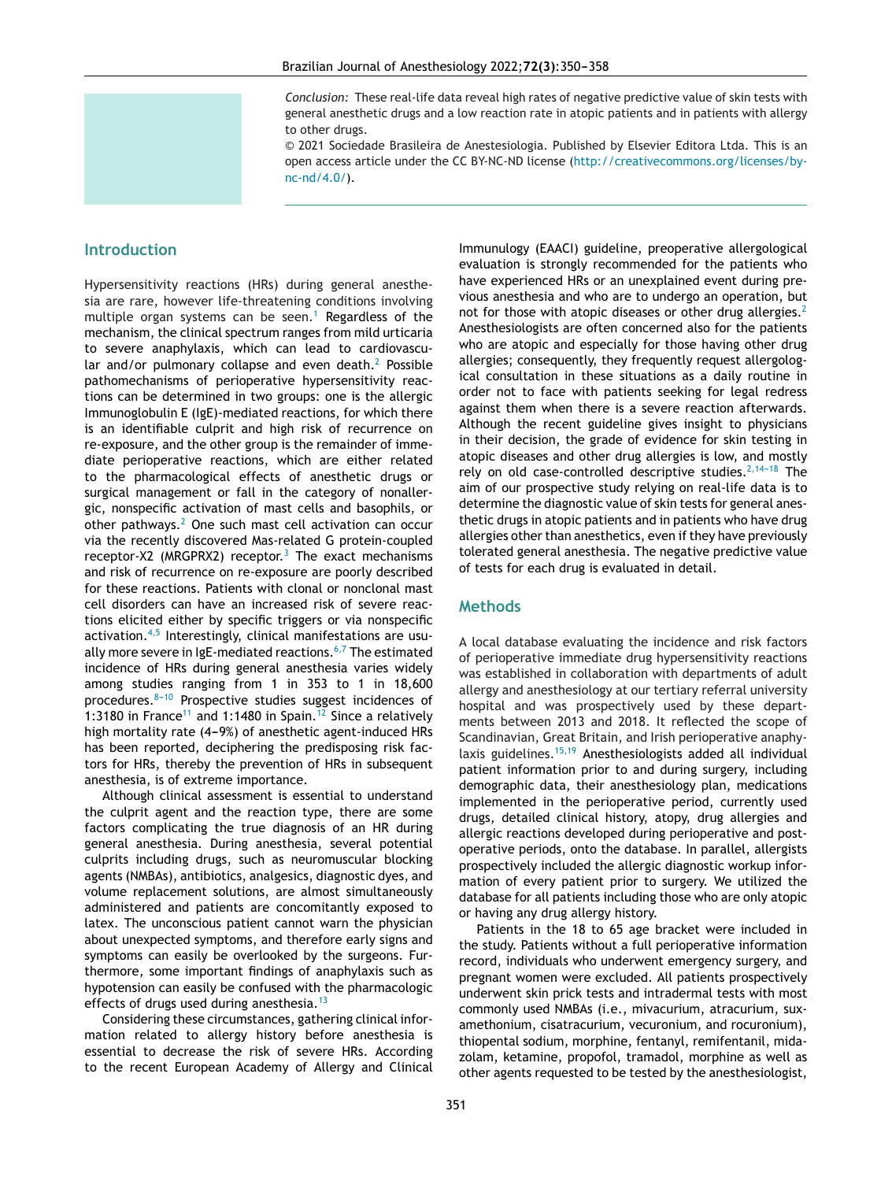*Conclusion:* These real-life data reveal high rates of negative predictive value of skin tests with general anesthetic drugs and a low reaction rate in atopic patients and in patients with allergy to other drugs.

© 2021 Sociedade Brasileira de Anestesiologia. Published by Elsevier Editora Ltda. This is an open access article under the CC BY-NC-ND license (http://creativecommons.org/licenses/by-nc-nd/4.0/).

## Introduction

Hypersensitivity reactions (HRs) during general anesthesia are rare, however life-threatening conditions involving multiple organ systems can be seen.[1] Regardless of the mechanism, the clinical spectrum ranges from mild urticaria to severe anaphylaxis, which can lead to cardiovascular and/or pulmonary collapse and even death.[2] Possible pathomechanisms of perioperative hypersensitivity reactions can be determined in two groups: one is the allergic Immunoglobulin E (IgE)-mediated reactions, for which there is an identifiable culprit and high risk of recurrence on re-exposure, and the other group is the remainder of immediate perioperative reactions, which are either related to the pharmacological effects of anesthetic drugs or surgical management or fall in the category of nonallergic, nonspecific activation of mast cells and basophils, or other pathways.[2] One such mast cell activation can occur via the recently discovered Mas-related G protein-coupled receptor-X2 (MRGPRX2) receptor.[3] The exact mechanisms and risk of recurrence on re-exposure are poorly described for these reactions. Patients with clonal or nonclonal mast cell disorders can have an increased risk of severe reactions elicited either by specific triggers or via nonspecific activation.[4,5] Interestingly, clinical manifestations are usually more severe in IgE-mediated reactions.[6,7] The estimated incidence of HRs during general anesthesia varies widely among studies ranging from 1 in 353 to 1 in 18,600 procedures.[8-10] Prospective studies suggest incidences of 1:3180 in France[11] and 1:1480 in Spain.[12] Since a relatively high mortality rate (4–9%) of anesthetic agent-induced HRs has been reported, deciphering the predisposing risk factors for HRs, thereby the prevention of HRs in subsequent anesthesia, is of extreme importance.

Although clinical assessment is essential to understand the culprit agent and the reaction type, there are some factors complicating the true diagnosis of an HR during general anesthesia. During anesthesia, several potential culprits including drugs, such as neuromuscular blocking agents (NMBAs), antibiotics, analgesics, diagnostic dyes, and volume replacement solutions, are almost simultaneously administered and patients are concomitantly exposed to latex. The unconscious patient cannot warn the physician about unexpected symptoms, and therefore early signs and symptoms can easily be overlooked by the surgeons. Furthermore, some important findings of anaphylaxis such as hypotension can easily be confused with the pharmacologic effects of drugs used during anesthesia.[13]

Considering these circumstances, gathering clinical information related to allergy history before anesthesia is essential to decrease the risk of severe HRs. According to the recent European Academy of Allergy and Clinical Immunology (EAACI) guideline, preoperative allergological evaluation is strongly recommended for the patients who have experienced HRs or an unexplained event during previous anesthesia and who are to undergo an operation, but not for those with atopic diseases or other drug allergies.[2] Anesthesiologists are often concerned also for the patients who are atopic and especially for those having other drug allergies; consequently, they frequently request allergological consultation in these situations as a daily routine in order not to face with patients seeking for legal redress against them when there is a severe reaction afterwards. Although the recent guideline gives insight to physicians in their decision, the grade of evidence for skin testing in atopic diseases and other drug allergies is low, and mostly rely on old case-controlled descriptive studies.[2,14-18] The aim of our prospective study relying on real-life data is to determine the diagnostic value of skin tests for general anesthetic drugs in atopic patients and in patients who have drug allergies other than anesthetics, even if they have previously tolerated general anesthesia. The negative predictive value of tests for each drug is evaluated in detail.

## Methods

A local database evaluating the incidence and risk factors of perioperative immediate drug hypersensitivity reactions was established in collaboration with departments of adult allergy and anesthesiology at our tertiary referral university hospital and was prospectively used by these departments between 2013 and 2018. It reflected the scope of Scandinavian, Great Britain, and Irish perioperative anaphylaxis guidelines.[15,19] Anesthesiologists added all individual patient information prior to and during surgery, including demographic data, their anesthesiology plan, medications implemented in the perioperative period, currently used drugs, detailed clinical history, atopy, drug allergies and allergic reactions developed during perioperative and postoperative periods, onto the database. In parallel, allergists prospectively included the allergic diagnostic workup information of every patient prior to surgery. We utilized the database for all patients including those who are only atopic or having any drug allergy history.

Patients in the 18 to 65 age bracket were included in the study. Patients without a full perioperative information record, individuals who underwent emergency surgery, and pregnant women were excluded. All patients prospectively underwent skin prick tests and intradermal tests with most commonly used NMBAs (i.e., mivacurium, atracurium, suxamethonium, cisatracurium, vecuronium, and rocuronium), thiopental sodium, morphine, fentanyl, remifentanil, midazolam, ketamine, propofol, tramadol, morphine as well as other agents requested to be tested by the anesthesiologist,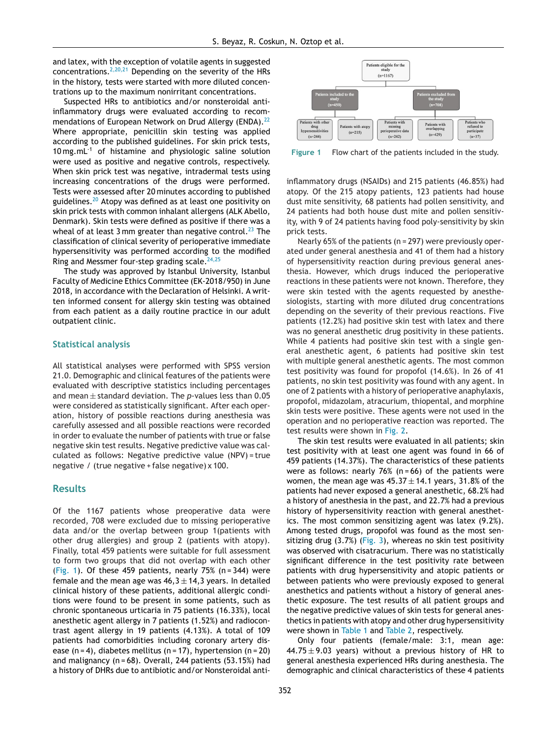and latex, with the exception of volatile agents in suggested concentrations.[2,20,21] Depending on the severity of the HRs in the history, tests were started with more diluted concentrations up to the maximum nonirritant concentrations.

Suspected HRs to antibiotics and/or nonsteroidal anti-inflammatory drugs were evaluated according to recommendations of European Network on Drud Allergy (ENDA).[22] Where appropriate, penicillin skin testing was applied according to the published guidelines. For skin prick tests, 10 mg.mL$^{-1}$ of histamine and physiologic saline solution were used as positive and negative controls, respectively. When skin prick test was negative, intradermal tests using increasing concentrations of the drugs were performed. Tests were assessed after 20 minutes according to published guidelines.[20] Atopy was defined as at least one positivity on skin prick tests with common inhalant allergens (ALK Abello, Denmark). Skin tests were defined as positive if there was a wheal of at least 3 mm greater than negative control.[23] The classification of clinical severity of perioperative immediate hypersensitivity was performed according to the modified Ring and Messmer four-step grading scale.[24,25]

The study was approved by Istanbul University, Istanbul Faculty of Medicine Ethics Committee (EK-2018/950) in June 2018, in accordance with the Declaration of Helsinki. A written informed consent for allergy skin testing was obtained from each patient as a daily routine practice in our adult outpatient clinic.

## Statistical analysis

All statistical analyses were performed with SPSS version 21.0. Demographic and clinical features of the patients were evaluated with descriptive statistics including percentages and mean ± standard deviation. The *p*-values less than 0.05 were considered as statistically significant. After each operation, history of possible reactions during anesthesia was carefully assessed and all possible reactions were recorded in order to evaluate the number of patients with true or false negative skin test results. Negative predictive value was calculated as follows: Negative predictive value (NPV) = true negative / (true negative + false negative) x 100.

## Results

Of the 1167 patients whose preoperative data were recorded, 708 were excluded due to missing perioperative data and/or the overlap between group 1(patients with other drug allergies) and group 2 (patients with atopy). Finally, total 459 patients were suitable for full assessment to form two groups that did not overlap with each other (Fig. 1). Of these 459 patients, nearly 75% (n = 344) were female and the mean age was 46,3 ± 14,3 years. In detailed clinical history of these patients, additional allergic conditions were found to be present in some patients, such as chronic spontaneous urticaria in 75 patients (16.33%), local anesthetic agent allergy in 7 patients (1.52%) and radiocontrast agent allergy in 19 patients (4.13%). A total of 109 patients had comorbidities including coronary artery disease (n = 4), diabetes mellitus (n = 17), hypertension (n = 20) and malignancy (n = 68). Overall, 244 patients (53.15%) had a history of DHRs due to antibiotic and/or Nonsteroidal anti-inflammatory drugs (NSAIDs) and 215 patients (46.85%) had atopy. Of the 215 atopy patients, 123 patients had house dust mite sensitivity, 68 patients had pollen sensitivity, and 24 patients had both house dust mite and pollen sensitivity, with 9 of 24 patients having food poly-sensitivity by skin prick tests.

Patients eligible for the study (n=1167)
- Patients included to the study (n=459)
  - Patients with other drug hypersensitivities (n=244)
  - Patients with atopy (n=215)
- Patients excluded from the study (n=708)
  - Patients with missing perioperative data (n=242)
  - Patients with overlapping (n=429)
  - Patients who refused to participate (n=37)

**Figure 1** Flow chart of the patients included in the study.

Nearly 65% of the patients (n = 297) were previously operated under general anesthesia and 41 of them had a history of hypersensitivity reaction during previous general anesthesia. However, which drugs induced the perioperative reactions in these patients were not known. Therefore, they were skin tested with the agents requested by anesthesiologists, starting with more diluted drug concentrations depending on the severity of their previous reactions. Five patients (12.2%) had positive skin test with latex and there was no general anesthetic drug positivity in these patients. While 4 patients had positive skin test with a single general anesthetic agent, 6 patients had positive skin test with multiple general anesthetic agents. The most common test positivity was found for propofol (14.6%). In 26 of 41 patients, no skin test positivity was found with any agent. In one of 2 patients with a history of perioperative anaphylaxis, propofol, midazolam, atracurium, thiopental, and morphine skin tests were positive. These agents were not used in the operation and no perioperative reaction was reported. The test results were shown in Fig. 2.

The skin test results were evaluated in all patients; skin test positivity with at least one agent was found in 66 of 459 patients (14.37%). The characteristics of these patients were as follows: nearly 76% (n = 66) of the patients were women, the mean age was 45.37 ± 14.1 years, 31.8% of the patients had never exposed a general anesthetic, 68.2% had a history of anesthesia in the past, and 22.7% had a previous history of hypersensitivity reaction with general anesthetics. The most common sensitizing agent was latex (9.2%). Among tested drugs, propofol was found as the most sensitizing drug (3.7%) (Fig. 3), whereas no skin test positivity was observed with cisatracurium. There was no statistically significant difference in the test positivity rate between patients with drug hypersensitivity and atopic patients or between patients who were previously exposed to general anesthetics and patients without a history of general anesthetic exposure. The test results of all patient groups and the negative predictive values of skin tests for general anesthetics in patients with atopy and other drug hypersensitivity were shown in Table 1 and Table 2, respectively.

Only four patients (female/male: 3:1, mean age: 44.75 ± 9.03 years) without a previous history of HR to general anesthesia experienced HRs during anesthesia. The demographic and clinical characteristics of these 4 patients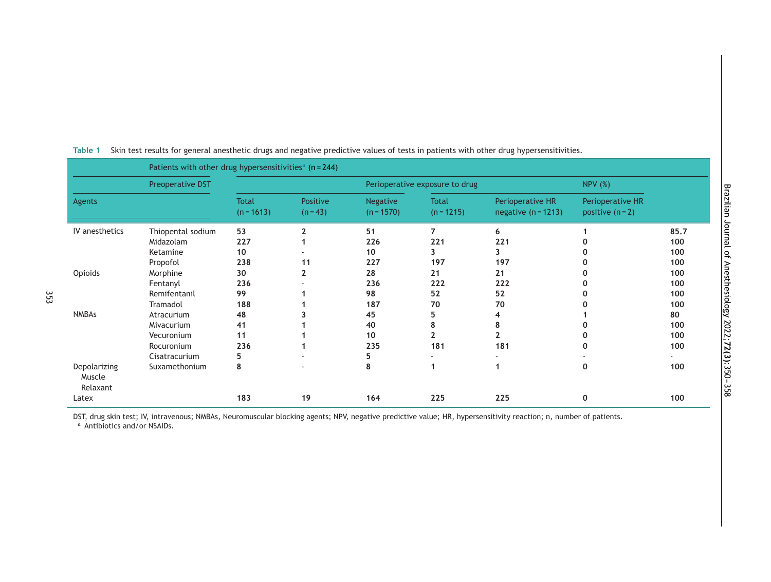Table 1 Skin test results for general anesthetic drugs and negative predictive values of tests in patients with other drug hypersensitivities.

| Patients with other drug hypersensitivities[a] (n = 244) | | | | | | | | |
|---|---|---|---|---|---|---|---|---|
| | Preoperative DST | | | | Perioperative exposure to drug | | | NPV (%) |
| Agents | | Total (n = 1613) | Positive (n = 43) | Negative (n = 1570) | Total (n = 1215) | Perioperative HR negative (n = 1213) | Perioperative HR positive (n = 2) | |
| IV anesthetics | Thiopental sodium | 53 | 2 | 51 | 7 | 6 | 1 | 85.7 |
| | Midazolam | 227 | 1 | 226 | 221 | 221 | 0 | 100 |
| | Ketamine | 10 | - | 10 | 3 | 3 | 0 | 100 |
| | Propofol | 238 | 11 | 227 | 197 | 197 | 0 | 100 |
| Opioids | Morphine | 30 | 2 | 28 | 21 | 21 | 0 | 100 |
| | Fentanyl | 236 | - | 236 | 222 | 222 | 0 | 100 |
| | Remifentanil | 99 | 1 | 98 | 52 | 52 | 0 | 100 |
| | Tramadol | 188 | 1 | 187 | 70 | 70 | 0 | 100 |
| NMBAs | Atracurium | 48 | 3 | 45 | 5 | 4 | 1 | 80 |
| | Mivacurium | 41 | 1 | 40 | 8 | 8 | 0 | 100 |
| | Vecuronium | 11 | 1 | 10 | 2 | 2 | 0 | 100 |
| | Rocuronium | 236 | 1 | 235 | 181 | 181 | 0 | 100 |
| | Cisatracurium | 5 | - | 5 | - | - | - | - |
| Depolarizing Muscle Relaxant | Suxamethonium | 8 | - | 8 | 1 | 1 | 0 | 100 |
| Latex | | 183 | 19 | 164 | 225 | 225 | 0 | 100 |

DST, drug skin test; IV, intravenous; NMBAs, Neuromuscular blocking agents; NPV, negative predictive value; HR, hypersensitivity reaction; n, number of patients.
[a] Antibiotics and/or NSAIDs.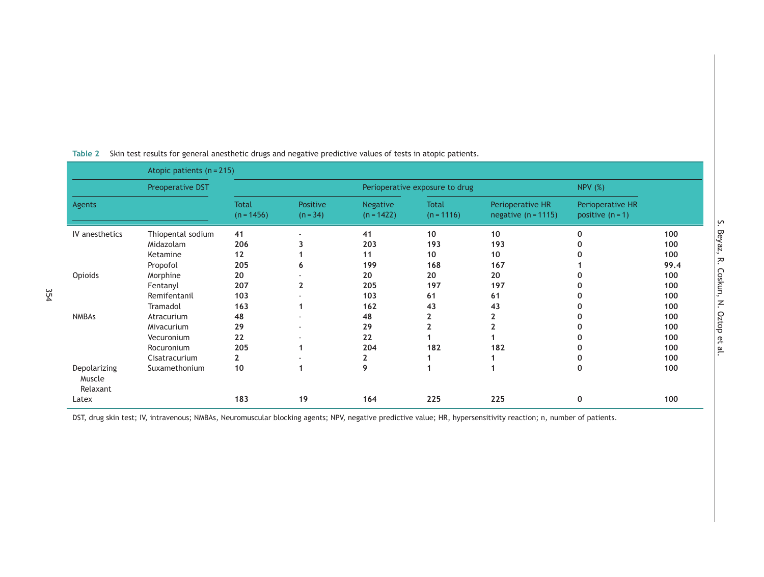Table 2 Skin test results for general anesthetic drugs and negative predictive values of tests in atopic patients.

| | Atopic patients (n = 215) | | | | | | | |
|---|---|---|---|---|---|---|---|---|
| | Preoperative DST | | | | Perioperative exposure to drug | | | NPV (%) |
| Agents | | Total (n = 1456) | Positive (n = 34) | Negative (n = 1422) | Total (n = 1116) | Perioperative HR negative (n = 1115) | Perioperative HR positive (n = 1) | |
| IV anesthetics | Thiopental sodium | 41 | - | 41 | 10 | 10 | 0 | 100 |
| | Midazolam | 206 | 3 | 203 | 193 | 193 | 0 | 100 |
| | Ketamine | 12 | 1 | 11 | 10 | 10 | 0 | 100 |
| | Propofol | 205 | 6 | 199 | 168 | 167 | 1 | 99.4 |
| Opioids | Morphine | 20 | - | 20 | 20 | 20 | 0 | 100 |
| | Fentanyl | 207 | 2 | 205 | 197 | 197 | 0 | 100 |
| | Remifentanil | 103 | - | 103 | 61 | 61 | 0 | 100 |
| | Tramadol | 163 | 1 | 162 | 43 | 43 | 0 | 100 |
| NMBAs | Atracurium | 48 | - | 48 | 2 | 2 | 0 | 100 |
| | Mivacurium | 29 | - | 29 | 2 | 2 | 0 | 100 |
| | Vecuronium | 22 | - | 22 | 1 | 1 | 0 | 100 |
| | Rocuronium | 205 | 1 | 204 | 182 | 182 | 0 | 100 |
| | Cisatracurium | 2 | - | 2 | 1 | 1 | 0 | 100 |
| Depolarizing Muscle Relaxant | Suxamethonium | 10 | 1 | 9 | 1 | 1 | 0 | 100 |
| Latex | | 183 | 19 | 164 | 225 | 225 | 0 | 100 |

DST, drug skin test; IV, intravenous; NMBAs, Neuromuscular blocking agents; NPV, negative predictive value; HR, hypersensitivity reaction; n, number of patients.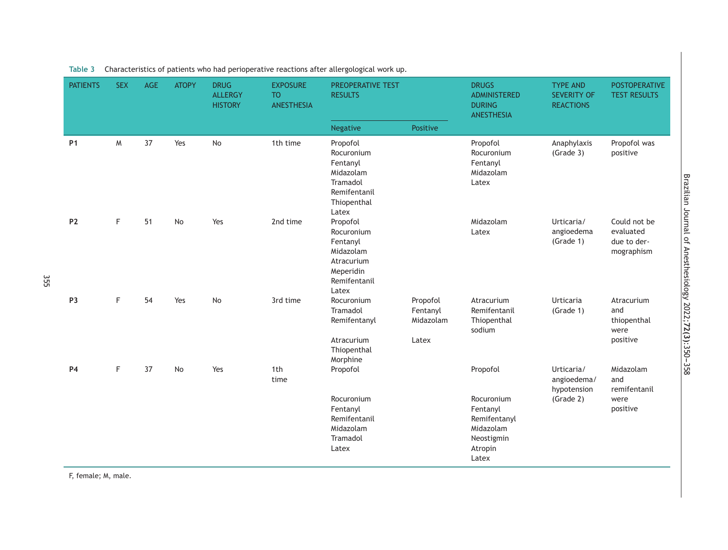Table 3 Characteristics of patients who had perioperative reactions after allergological work up.

| PATIENTS | SEX | AGE | ATOPY | DRUG ALLERGY HISTORY | EXPOSURE TO ANESTHESIA | PREOPERATIVE TEST RESULTS | | DRUGS ADMINISTERED DURING ANESTHESIA | TYPE AND SEVERITY OF REACTIONS | POSTOPERATIVE TEST RESULTS |
|---|---|---|---|---|---|---|---|---|---|---|
| | | | | | | Negative | Positive | | | |
| **P1** | M | 37 | Yes | No | 1th time | Propofol<br>Rocuronium<br>Fentanyl<br>Midazolam<br>Tramadol<br>Remifentanil<br>Thiopenthal<br>Latex | | Propofol<br>Rocuronium<br>Fentanyl<br>Midazolam<br>Latex | Anaphylaxis (Grade 3) | Propofol was positive |
| **P2** | F | 51 | No | Yes | 2nd time | Propofol<br>Rocuronium<br>Fentanyl<br>Midazolam<br>Atracurium<br>Meperidin<br>Remifentanil<br>Latex | | Midazolam<br>Latex | Urticaria/ angioedema (Grade 1) | Could not be evaluated due to dermographism |
| **P3** | F | 54 | Yes | No | 3rd time | Rocuronium<br>Tramadol<br>Remifentanyl<br>Atracurium<br>Thiopenthal<br>Morphine | Propofol<br>Fentanyl<br>Midazolam<br>Latex | Atracurium<br>Remifentanil<br>Thiopenthal sodium | Urticaria (Grade 1) | Atracurium and thiopenthal were positive |
| **P4** | F | 37 | No | Yes | 1th time | Propofol<br>Rocuronium<br>Fentanyl<br>Remifentanil<br>Midazolam<br>Tramadol<br>Latex | | Propofol<br>Rocuronium<br>Fentanyl<br>Remifentanyl<br>Midazolam<br>Neostigmin<br>Atropin<br>Latex | Urticaria/ angioedema/ hypotension (Grade 2) | Midazolam and remifentanil were positive |

F, female; M, male.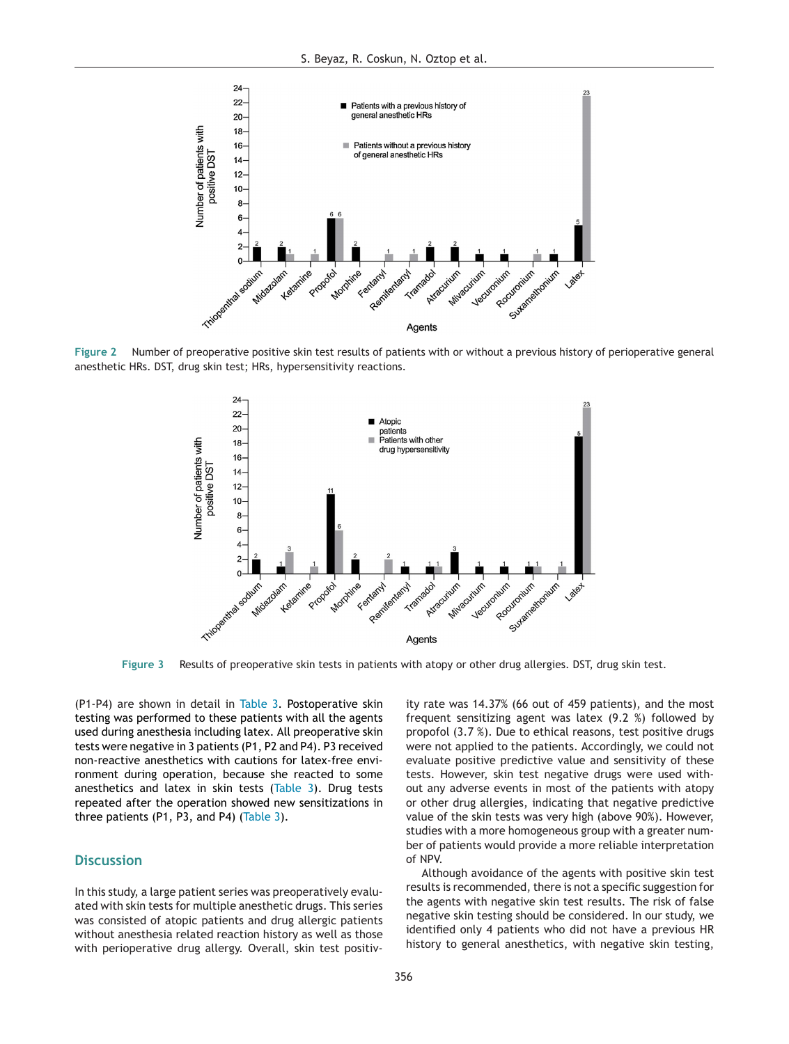Figure 2 Number of preoperative positive skin test results of patients with or without a previous history of perioperative general anesthetic HRs. DST, drug skin test; HRs, hypersensitivity reactions.

Figure 3 Results of preoperative skin tests in patients with atopy or other drug allergies. DST, drug skin test.

(P1-P4) are shown in detail in Table 3. Postoperative skin testing was performed to these patients with all the agents used during anesthesia including latex. All preoperative skin tests were negative in 3 patients (P1, P2 and P4). P3 received non-reactive anesthetics with cautions for latex-free environment during operation, because she reacted to some anesthetics and latex in skin tests (Table 3). Drug tests repeated after the operation showed new sensitizations in three patients (P1, P3, and P4) (Table 3).

## Discussion

In this study, a large patient series was preoperatively evaluated with skin tests for multiple anesthetic drugs. This series was consisted of atopic patients and drug allergic patients without anesthesia related reaction history as well as those with perioperative drug allergy. Overall, skin test positivity rate was 14.37% (66 out of 459 patients), and the most frequent sensitizing agent was latex (9.2 %) followed by propofol (3.7 %). Due to ethical reasons, test positive drugs were not applied to the patients. Accordingly, we could not evaluate positive predictive value and sensitivity of these tests. However, skin test negative drugs were used without any adverse events in most of the patients with atopy or other drug allergies, indicating that negative predictive value of the skin tests was very high (above 90%). However, studies with a more homogeneous group with a greater number of patients would provide a more reliable interpretation of NPV.

Although avoidance of the agents with positive skin test results is recommended, there is not a specific suggestion for the agents with negative skin test results. The risk of false negative skin testing should be considered. In our study, we identified only 4 patients who did not have a previous HR history to general anesthetics, with negative skin testing,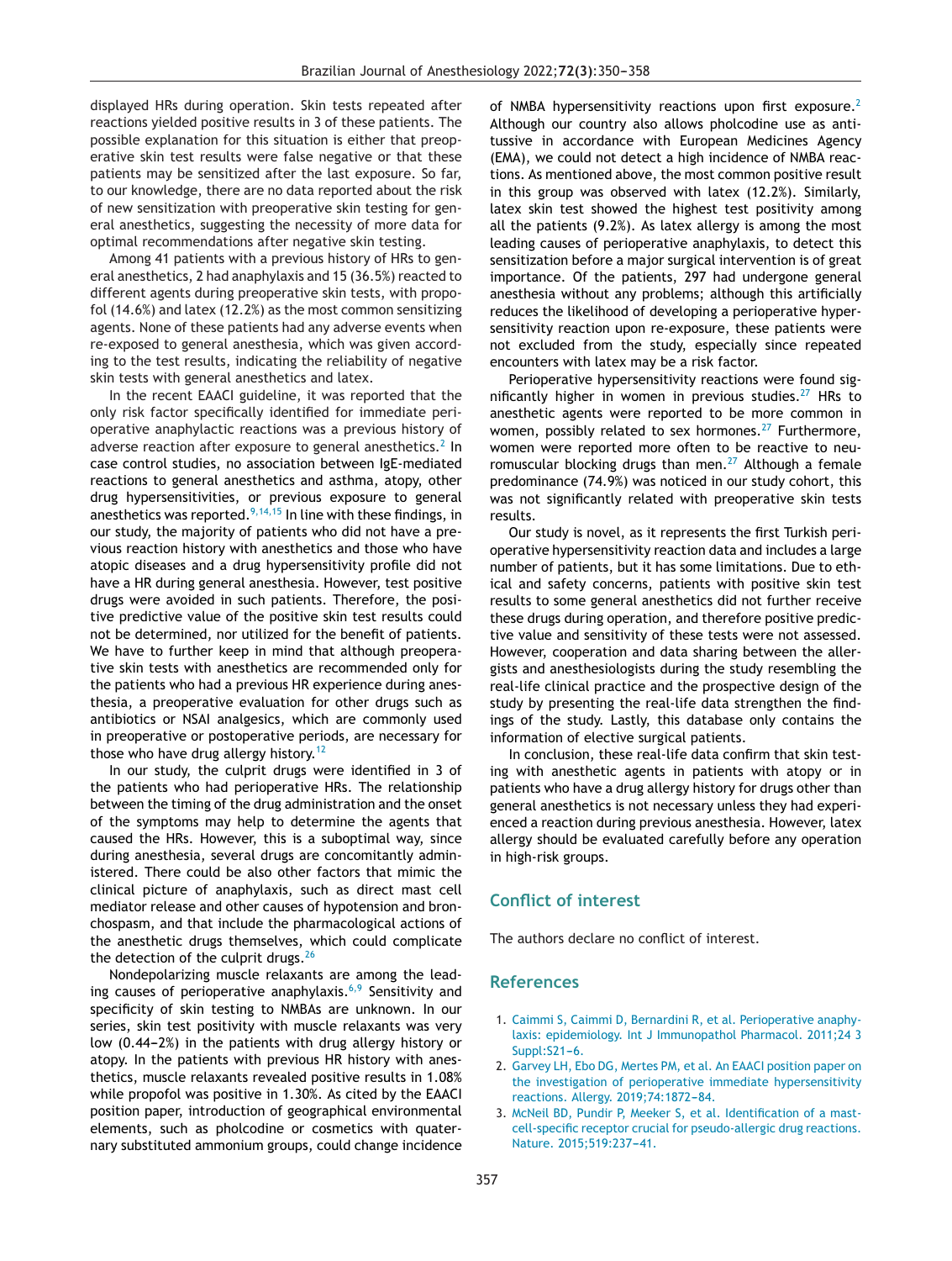displayed HRs during operation. Skin tests repeated after reactions yielded positive results in 3 of these patients. The possible explanation for this situation is either that preoperative skin test results were false negative or that these patients may be sensitized after the last exposure. So far, to our knowledge, there are no data reported about the risk of new sensitization with preoperative skin testing for general anesthetics, suggesting the necessity of more data for optimal recommendations after negative skin testing.

Among 41 patients with a previous history of HRs to general anesthetics, 2 had anaphylaxis and 15 (36.5%) reacted to different agents during preoperative skin tests, with propofol (14.6%) and latex (12.2%) as the most common sensitizing agents. None of these patients had any adverse events when re-exposed to general anesthesia, which was given according to the test results, indicating the reliability of negative skin tests with general anesthetics and latex.

In the recent EAACI guideline, it was reported that the only risk factor specifically identified for immediate perioperative anaphylactic reactions was a previous history of adverse reaction after exposure to general anesthetics.[2] In case control studies, no association between IgE-mediated reactions to general anesthetics and asthma, atopy, other drug hypersensitivities, or previous exposure to general anesthetics was reported.[9,14,15] In line with these findings, in our study, the majority of patients who did not have a previous reaction history with anesthetics and those who have atopic diseases and a drug hypersensitivity profile did not have a HR during general anesthesia. However, test positive drugs were avoided in such patients. Therefore, the positive predictive value of the positive skin test results could not be determined, nor utilized for the benefit of patients. We have to further keep in mind that although preoperative skin tests with anesthetics are recommended only for the patients who had a previous HR experience during anesthesia, a preoperative evaluation for other drugs such as antibiotics or NSAI analgesics, which are commonly used in preoperative or postoperative periods, are necessary for those who have drug allergy history.[12]

In our study, the culprit drugs were identified in 3 of the patients who had perioperative HRs. The relationship between the timing of the drug administration and the onset of the symptoms may help to determine the agents that caused the HRs. However, this is a suboptimal way, since during anesthesia, several drugs are concomitantly administered. There could be also other factors that mimic the clinical picture of anaphylaxis, such as direct mast cell mediator release and other causes of hypotension and bronchospasm, and that include the pharmacological actions of the anesthetic drugs themselves, which could complicate the detection of the culprit drugs.[26]

Nondepolarizing muscle relaxants are among the leading causes of perioperative anaphylaxis.[6,9] Sensitivity and specificity of skin testing to NMBAs are unknown. In our series, skin test positivity with muscle relaxants was very low (0.44−2%) in the patients with drug allergy history or atopy. In the patients with previous HR history with anesthetics, muscle relaxants revealed positive results in 1.08% while propofol was positive in 1.30%. As cited by the EAACI position paper, introduction of geographical environmental elements, such as pholcodine or cosmetics with quaternary substituted ammonium groups, could change incidence of NMBA hypersensitivity reactions upon first exposure.[2] Although our country also allows pholcodine use as antitussive in accordance with European Medicines Agency (EMA), we could not detect a high incidence of NMBA reactions. As mentioned above, the most common positive result in this group was observed with latex (12.2%). Similarly, latex skin test showed the highest test positivity among all the patients (9.2%). As latex allergy is among the most leading causes of perioperative anaphylaxis, to detect this sensitization before a major surgical intervention is of great importance. Of the patients, 297 had undergone general anesthesia without any problems; although this artificially reduces the likelihood of developing a perioperative hypersensitivity reaction upon re-exposure, these patients were not excluded from the study, especially since repeated encounters with latex may be a risk factor.

Perioperative hypersensitivity reactions were found significantly higher in women in previous studies.[27] HRs to anesthetic agents were reported to be more common in women, possibly related to sex hormones.[27] Furthermore, women were reported more often to be reactive to neuromuscular blocking drugs than men.[27] Although a female predominance (74.9%) was noticed in our study cohort, this was not significantly related with preoperative skin tests results.

Our study is novel, as it represents the first Turkish perioperative hypersensitivity reaction data and includes a large number of patients, but it has some limitations. Due to ethical and safety concerns, patients with positive skin test results to some general anesthetics did not further receive these drugs during operation, and therefore positive predictive value and sensitivity of these tests were not assessed. However, cooperation and data sharing between the allergists and anesthesiologists during the study resembling the real-life clinical practice and the prospective design of the study by presenting the real-life data strengthen the findings of the study. Lastly, this database only contains the information of elective surgical patients.

In conclusion, these real-life data confirm that skin testing with anesthetic agents in patients with atopy or in patients who have a drug allergy history for drugs other than general anesthetics is not necessary unless they had experienced a reaction during previous anesthesia. However, latex allergy should be evaluated carefully before any operation in high-risk groups.

## Conflict of interest

The authors declare no conflict of interest.

## References

1. Caimmi S, Caimmi D, Bernardini R, et al. Perioperative anaphylaxis: epidemiology. Int J Immunopathol Pharmacol. 2011;24 3 Suppl:S21−6.
2. Garvey LH, Ebo DG, Mertes PM, et al. An EAACI position paper on the investigation of perioperative immediate hypersensitivity reactions. Allergy. 2019;74:1872−84.
3. McNeil BD, Pundir P, Meeker S, et al. Identification of a mast-cell-specific receptor crucial for pseudo-allergic drug reactions. Nature. 2015;519:237−41.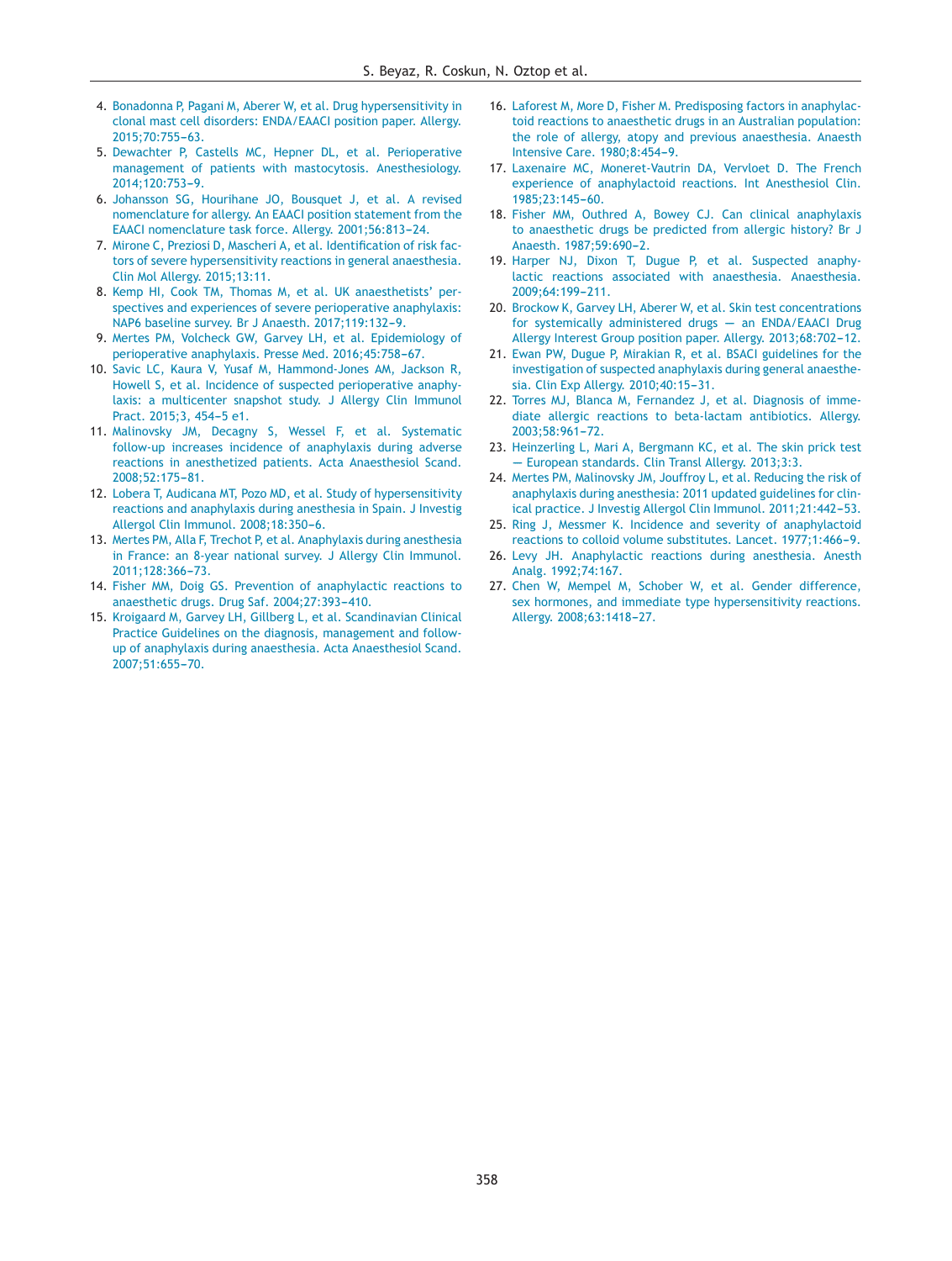4. Bonadonna P, Pagani M, Aberer W, et al. Drug hypersensitivity in clonal mast cell disorders: ENDA/EAACI position paper. Allergy. 2015;70:755–63.
5. Dewachter P, Castells MC, Hepner DL, et al. Perioperative management of patients with mastocytosis. Anesthesiology. 2014;120:753–9.
6. Johansson SG, Hourihane JO, Bousquet J, et al. A revised nomenclature for allergy. An EAACI position statement from the EAACI nomenclature task force. Allergy. 2001;56:813–24.
7. Mirone C, Preziosi D, Mascheri A, et al. Identification of risk factors of severe hypersensitivity reactions in general anaesthesia. Clin Mol Allergy. 2015;13:11.
8. Kemp HI, Cook TM, Thomas M, et al. UK anaesthetists' perspectives and experiences of severe perioperative anaphylaxis: NAP6 baseline survey. Br J Anaesth. 2017;119:132–9.
9. Mertes PM, Volcheck GW, Garvey LH, et al. Epidemiology of perioperative anaphylaxis. Presse Med. 2016;45:758–67.
10. Savic LC, Kaura V, Yusaf M, Hammond-Jones AM, Jackson R, Howell S, et al. Incidence of suspected perioperative anaphylaxis: a multicenter snapshot study. J Allergy Clin Immunol Pract. 2015;3, 454–5 e1.
11. Malinovsky JM, Decagny S, Wessel F, et al. Systematic follow-up increases incidence of anaphylaxis during adverse reactions in anesthetized patients. Acta Anaesthesiol Scand. 2008;52:175–81.
12. Lobera T, Audicana MT, Pozo MD, et al. Study of hypersensitivity reactions and anaphylaxis during anesthesia in Spain. J Investig Allergol Clin Immunol. 2008;18:350–6.
13. Mertes PM, Alla F, Trechot P, et al. Anaphylaxis during anesthesia in France: an 8-year national survey. J Allergy Clin Immunol. 2011;128:366–73.
14. Fisher MM, Doig GS. Prevention of anaphylactic reactions to anaesthetic drugs. Drug Saf. 2004;27:393–410.
15. Kroigaard M, Garvey LH, Gillberg L, et al. Scandinavian Clinical Practice Guidelines on the diagnosis, management and follow-up of anaphylaxis during anaesthesia. Acta Anaesthesiol Scand. 2007;51:655–70.
16. Laforest M, More D, Fisher M. Predisposing factors in anaphylactoid reactions to anaesthetic drugs in an Australian population: the role of allergy, atopy and previous anaesthesia. Anaesth Intensive Care. 1980;8:454–9.
17. Laxenaire MC, Moneret-Vautrin DA, Vervloet D. The French experience of anaphylactoid reactions. Int Anesthesiol Clin. 1985;23:145–60.
18. Fisher MM, Outhred A, Bowey CJ. Can clinical anaphylaxis to anaesthetic drugs be predicted from allergic history? Br J Anaesth. 1987;59:690–2.
19. Harper NJ, Dixon T, Dugue P, et al. Suspected anaphylactic reactions associated with anaesthesia. Anaesthesia. 2009;64:199–211.
20. Brockow K, Garvey LH, Aberer W, et al. Skin test concentrations for systemically administered drugs — an ENDA/EAACI Drug Allergy Interest Group position paper. Allergy. 2013;68:702–12.
21. Ewan PW, Dugue P, Mirakian R, et al. BSACI guidelines for the investigation of suspected anaphylaxis during general anaesthesia. Clin Exp Allergy. 2010;40:15–31.
22. Torres MJ, Blanca M, Fernandez J, et al. Diagnosis of immediate allergic reactions to beta-lactam antibiotics. Allergy. 2003;58:961–72.
23. Heinzerling L, Mari A, Bergmann KC, et al. The skin prick test — European standards. Clin Transl Allergy. 2013;3:3.
24. Mertes PM, Malinovsky JM, Jouffroy L, et al. Reducing the risk of anaphylaxis during anesthesia: 2011 updated guidelines for clinical practice. J Investig Allergol Clin Immunol. 2011;21:442–53.
25. Ring J, Messmer K. Incidence and severity of anaphylactoid reactions to colloid volume substitutes. Lancet. 1977;1:466–9.
26. Levy JH. Anaphylactic reactions during anesthesia. Anesth Analg. 1992;74:167.
27. Chen W, Mempel M, Schober W, et al. Gender difference, sex hormones, and immediate type hypersensitivity reactions. Allergy. 2008;63:1418–27.